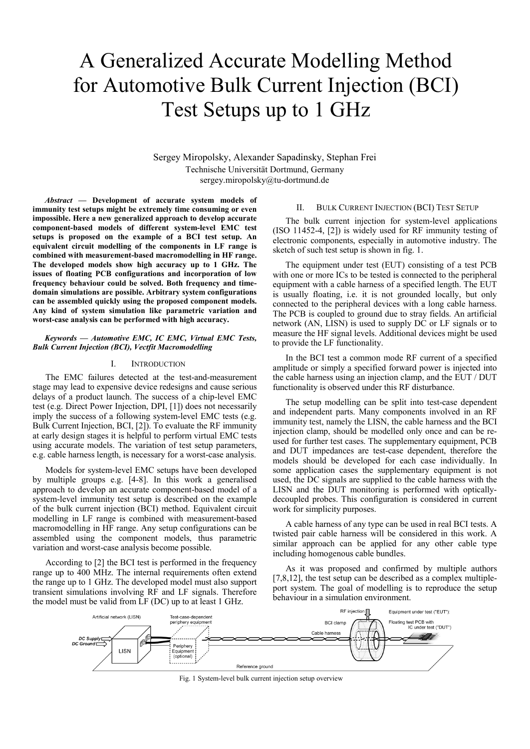# A Generalized Accurate Modelling Method for Automotive Bulk Current Injection (BCI) Test Setups up to 1 GHz

Sergey Miropolsky, Alexander Sapadinsky, Stephan Frei
Technische Universität Dortmund, Germany
sergey.miropolsky@tu-dortmund.de

***Abstract* — Development of accurate system models of immunity test setups might be extremely time consuming or even impossible. Here a new generalized approach to develop accurate component-based models of different system-level EMC test setups is proposed on the example of a BCI test setup. An equivalent circuit modelling of the components in LF range is combined with measurement-based macromodelling in HF range. The developed models show high accuracy up to 1 GHz. The issues of floating PCB configurations and incorporation of low frequency behaviour could be solved. Both frequency and time-domain simulations are possible. Arbitrary system configurations can be assembled quickly using the proposed component models. Any kind of system simulation like parametric variation and worst-case analysis can be performed with high accuracy.**

***Keywords* — Automotive EMC, IC EMC, Virtual EMC Tests, Bulk Current Injection (BCI), Vectfit Macromodelling**

## I. Introduction

The EMC failures detected at the test-and-measurement stage may lead to expensive device redesigns and cause serious delays of a product launch. The success of a chip-level EMC test (e.g. Direct Power Injection, DPI, [1]) does not necessarily imply the success of a following system-level EMC tests (e.g. Bulk Current Injection, BCI, [2]). To evaluate the RF immunity at early design stages it is helpful to perform virtual EMC tests using accurate models. The variation of test setup parameters, e.g. cable harness length, is necessary for a worst-case analysis.

Models for system-level EMC setups have been developed by multiple groups e.g. [4-8]. In this work a generalised approach to develop an accurate component-based model of a system-level immunity test setup is described on the example of the bulk current injection (BCI) method. Equivalent circuit modelling in LF range is combined with measurement-based macromodelling in HF range. Any setup configurations can be assembled using the component models, thus parametric variation and worst-case analysis become possible.

According to [2] the BCI test is performed in the frequency range up to 400 MHz. The internal requirements often extend the range up to 1 GHz. The developed model must also support transient simulations involving RF and LF signals. Therefore the model must be valid from LF (DC) up to at least 1 GHz.

## II. Bulk Current Injection (BCI) Test Setup

The bulk current injection for system-level applications (ISO 11452-4, [2]) is widely used for RF immunity testing of electronic components, especially in automotive industry. The sketch of such test setup is shown in fig. 1.

The equipment under test (EUT) consisting of a test PCB with one or more ICs to be tested is connected to the peripheral equipment with a cable harness of a specified length. The EUT is usually floating, i.e. it is not grounded locally, but only connected to the peripheral devices with a long cable harness. The PCB is coupled to ground due to stray fields. An artificial network (AN, LISN) is used to supply DC or LF signals or to measure the HF signal levels. Additional devices might be used to provide the LF functionality.

In the BCI test a common mode RF current of a specified amplitude or simply a specified forward power is injected into the cable harness using an injection clamp, and the EUT / DUT functionality is observed under this RF disturbance.

The setup modelling can be split into test-case dependent and independent parts. Many components involved in an RF immunity test, namely the LISN, the cable harness and the BCI injection clamp, should be modelled only once and can be re-used for further test cases. The supplementary equipment, PCB and DUT impedances are test-case dependent, therefore the models should be developed for each case individually. In some application cases the supplementary equipment is not used, the DC signals are supplied to the cable harness with the LISN and the DUT monitoring is performed with optically-decoupled probes. This configuration is considered in current work for simplicity purposes.

A cable harness of any type can be used in real BCI tests. A twisted pair cable harness will be considered in this work. A similar approach can be applied for any other cable type including homogenous cable bundles.

As it was proposed and confirmed by multiple authors [7,8,12], the test setup can be described as a complex multiple-port system. The goal of modelling is to reproduce the setup behaviour in a simulation environment.

Fig. 1 System-level bulk current injection setup overview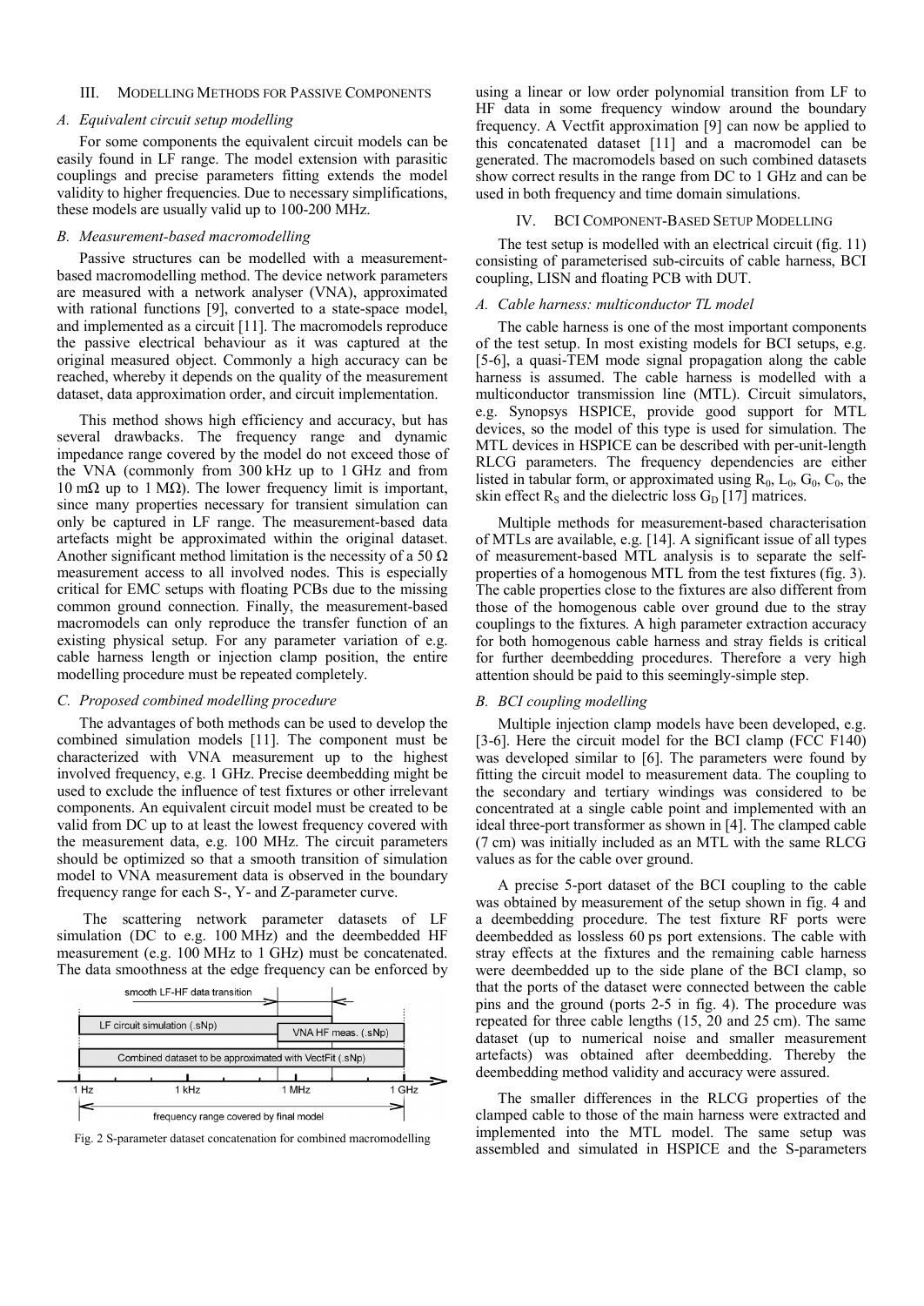## III. Modelling Methods for Passive Components

### *A. Equivalent circuit setup modelling*

For some components the equivalent circuit models can be easily found in LF range. The model extension with parasitic couplings and precise parameters fitting extends the model validity to higher frequencies. Due to necessary simplifications, these models are usually valid up to 100-200 MHz.

### *B. Measurement-based macromodelling*

Passive structures can be modelled with a measurement-based macromodelling method. The device network parameters are measured with a network analyser (VNA), approximated with rational functions [9], converted to a state-space model, and implemented as a circuit [11]. The macromodels reproduce the passive electrical behaviour as it was captured at the original measured object. Commonly a high accuracy can be reached, whereby it depends on the quality of the measurement dataset, data approximation order, and circuit implementation.

This method shows high efficiency and accuracy, but has several drawbacks. The frequency range and dynamic impedance range covered by the model do not exceed those of the VNA (commonly from 300 kHz up to 1 GHz and from 10 mΩ up to 1 MΩ). The lower frequency limit is important, since many properties necessary for transient simulation can only be captured in LF range. The measurement-based data artefacts might be approximated within the original dataset. Another significant method limitation is the necessity of a 50 Ω measurement access to all involved nodes. This is especially critical for EMC setups with floating PCBs due to the missing common ground connection. Finally, the measurement-based macromodels can only reproduce the transfer function of an existing physical setup. For any parameter variation of e.g. cable harness length or injection clamp position, the entire modelling procedure must be repeated completely.

### *C. Proposed combined modelling procedure*

The advantages of both methods can be used to develop the combined simulation models [11]. The component must be characterized with VNA measurement up to the highest involved frequency, e.g. 1 GHz. Precise deembedding might be used to exclude the influence of test fixtures or other irrelevant components. An equivalent circuit model must be created to be valid from DC up to at least the lowest frequency covered with the measurement data, e.g. 100 MHz. The circuit parameters should be optimized so that a smooth transition of simulation model to VNA measurement data is observed in the boundary frequency range for each S-, Y- and Z-parameter curve.

The scattering network parameter datasets of LF simulation (DC to e.g. 100 MHz) and the deembedded HF measurement (e.g. 100 MHz to 1 GHz) must be concatenated. The data smoothness at the edge frequency can be enforced by using a linear or low order polynomial transition from LF to HF data in some frequency window around the boundary frequency. A Vectfit approximation [9] can now be applied to this concatenated dataset [11] and a macromodel can be generated. The macromodels based on such combined datasets show correct results in the range from DC to 1 GHz and can be used in both frequency and time domain simulations.

Fig. 2 S-parameter dataset concatenation for combined macromodelling

## IV. BCI Component-Based Setup Modelling

The test setup is modelled with an electrical circuit (fig. 11) consisting of parameterised sub-circuits of cable harness, BCI coupling, LISN and floating PCB with DUT.

### *A. Cable harness: multiconductor TL model*

The cable harness is one of the most important components of the test setup. In most existing models for BCI setups, e.g. [5-6], a quasi-TEM mode signal propagation along the cable harness is assumed. The cable harness is modelled with a multiconductor transmission line (MTL). Circuit simulators, e.g. Synopsys HSPICE, provide good support for MTL devices, so the model of this type is used for simulation. The MTL devices in HSPICE can be described with per-unit-length RLCG parameters. The frequency dependencies are either listed in tabular form, or approximated using $R_0$, $L_0$, $G_0$, $C_0$, the skin effect $R_S$ and the dielectric loss $G_D$ [17] matrices.

Multiple methods for measurement-based characterisation of MTLs are available, e.g. [14]. A significant issue of all types of measurement-based MTL analysis is to separate the self-properties of a homogenous MTL from the test fixtures (fig. 3). The cable properties close to the fixtures are also different from those of the homogenous cable over ground due to the stray couplings to the fixtures. A high parameter extraction accuracy for both homogenous cable harness and stray fields is critical for further deembedding procedures. Therefore a very high attention should be paid to this seemingly-simple step.

### *B. BCI coupling modelling*

Multiple injection clamp models have been developed, e.g. [3-6]. Here the circuit model for the BCI clamp (FCC F140) was developed similar to [6]. The parameters were found by fitting the circuit model to measurement data. The coupling to the secondary and tertiary windings was considered to be concentrated at a single cable point and implemented with an ideal three-port transformer as shown in [4]. The clamped cable (7 cm) was initially included as an MTL with the same RLCG values as for the cable over ground.

A precise 5-port dataset of the BCI coupling to the cable was obtained by measurement of the setup shown in fig. 4 and a deembedding procedure. The test fixture RF ports were deembedded as lossless 60 ps port extensions. The cable with stray effects at the fixtures and the remaining cable harness were deembedded up to the side plane of the BCI clamp, so that the ports of the dataset were connected between the cable pins and the ground (ports 2-5 in fig. 4). The procedure was repeated for three cable lengths (15, 20 and 25 cm). The same dataset (up to numerical noise and smaller measurement artefacts) was obtained after deembedding. Thereby the deembedding method validity and accuracy were assured.

The smaller differences in the RLCG properties of the clamped cable to those of the main harness were extracted and implemented into the MTL model. The same setup was assembled and simulated in HSPICE and the S-parameters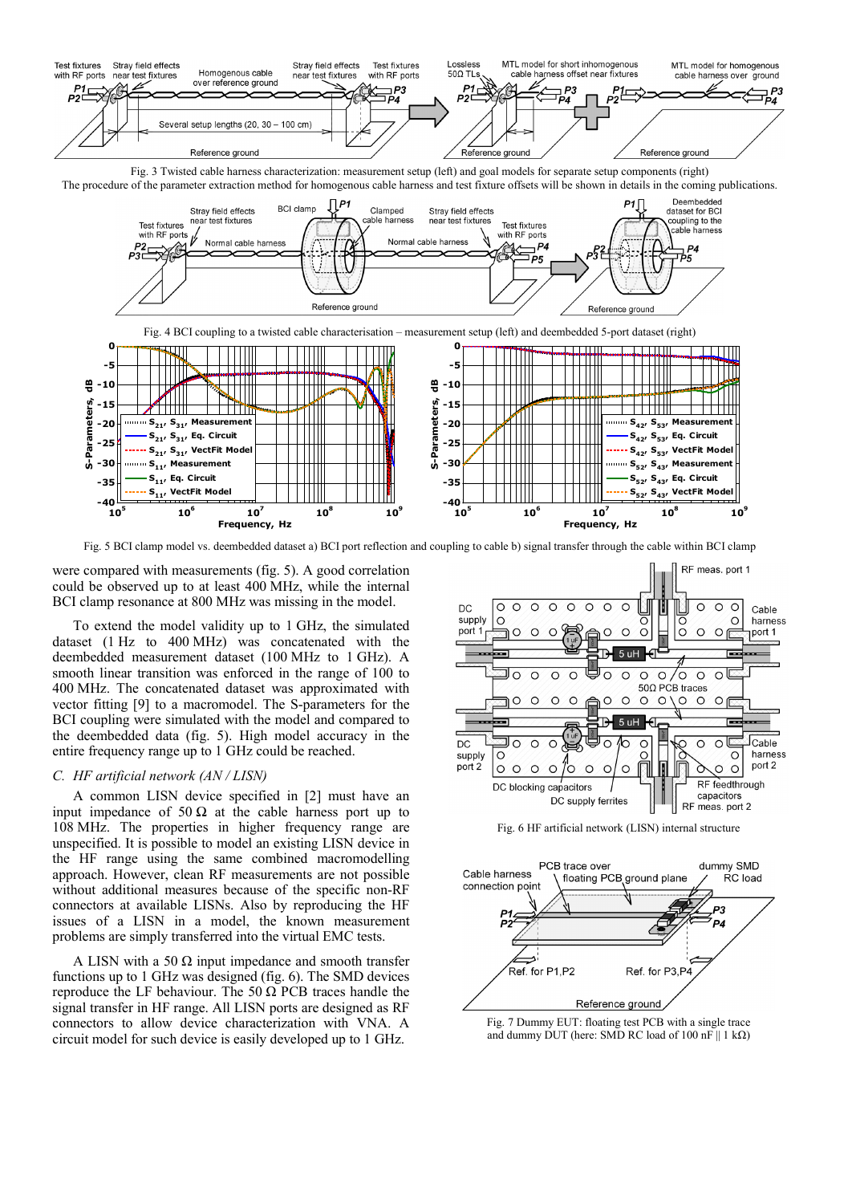Fig. 3 Twisted cable harness characterization: measurement setup (left) and goal models for separate setup components (right)

The procedure of the parameter extraction method for homogenous cable harness and test fixture offsets will be shown in details in the coming publications.

Fig. 4 BCI coupling to a twisted cable characterisation – measurement setup (left) and deembedded 5-port dataset (right)

Fig. 5 BCI clamp model vs. deembedded dataset a) BCI port reflection and coupling to cable b) signal transfer through the cable within BCI clamp

were compared with measurements (fig. 5). A good correlation could be observed up to at least 400 MHz, while the internal BCI clamp resonance at 800 MHz was missing in the model.

To extend the model validity up to 1 GHz, the simulated dataset (1 Hz to 400 MHz) was concatenated with the deembedded measurement dataset (100 MHz to 1 GHz). A smooth linear transition was enforced in the range of 100 to 400 MHz. The concatenated dataset was approximated with vector fitting [9] to a macromodel. The S-parameters for the BCI coupling were simulated with the model and compared to the deembedded data (fig. 5). High model accuracy in the entire frequency range up to 1 GHz could be reached.

### *C. HF artificial network (AN / LISN)*

A common LISN device specified in [2] must have an input impedance of 50 Ω at the cable harness port up to 108 MHz. The properties in higher frequency range are unspecified. It is possible to model an existing LISN device in the HF range using the same combined macromodelling approach. However, clean RF measurements are not possible without additional measures because of the specific non-RF connectors at available LISNs. Also by reproducing the HF issues of a LISN in a model, the known measurement problems are simply transferred into the virtual EMC tests.

A LISN with a 50 Ω input impedance and smooth transfer functions up to 1 GHz was designed (fig. 6). The SMD devices reproduce the LF behaviour. The 50 Ω PCB traces handle the signal transfer in HF range. All LISN ports are designed as RF connectors to allow device characterization with VNA. A circuit model for such device is easily developed up to 1 GHz.

Fig. 6 HF artificial network (LISN) internal structure

Fig. 7 Dummy EUT: floating test PCB with a single trace and dummy DUT (here: SMD RC load of 100 nF || 1 kΩ)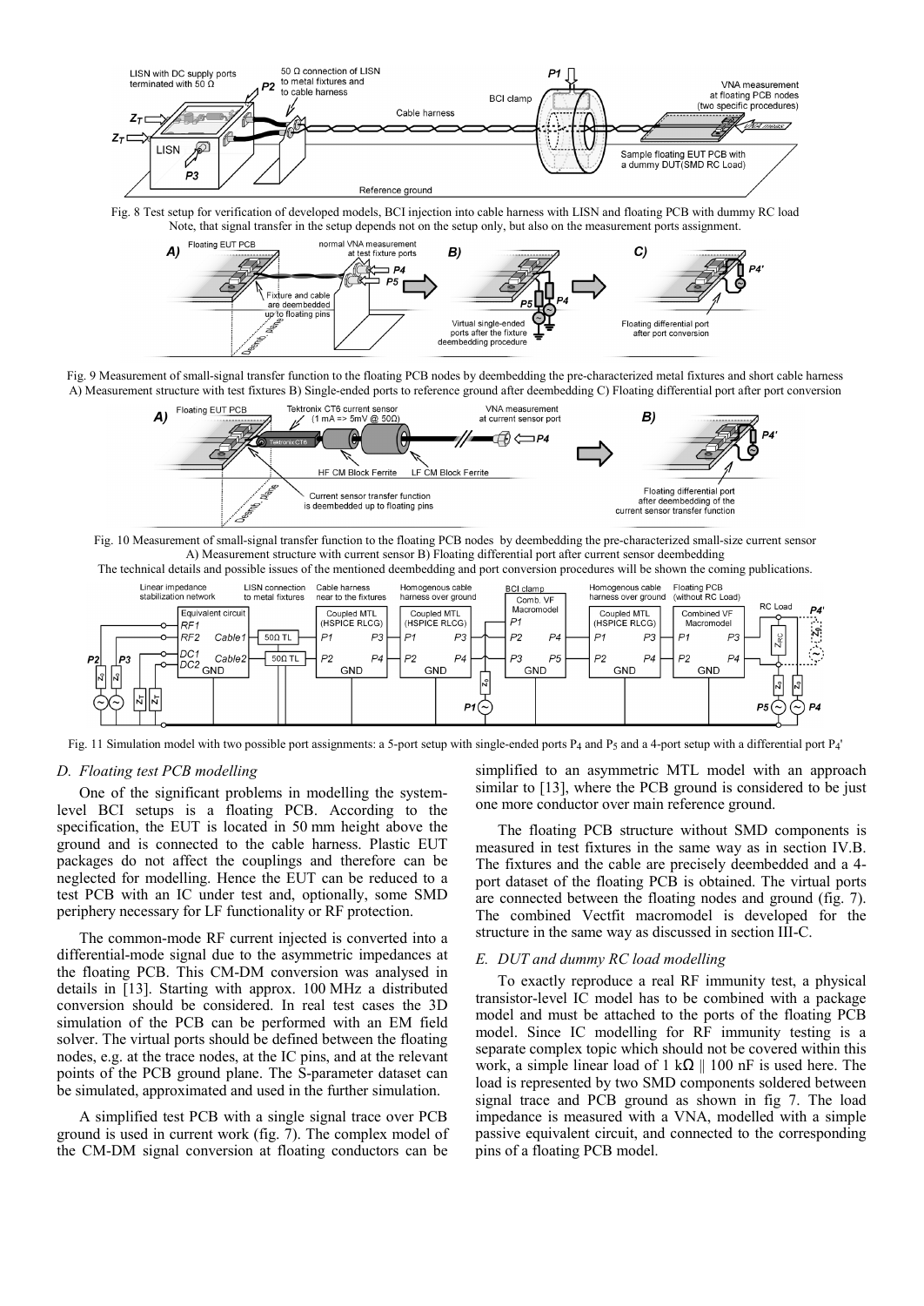Fig. 8 Test setup for verification of developed models, BCI injection into cable harness with LISN and floating PCB with dummy RC load Note, that signal transfer in the setup depends not on the setup only, but also on the measurement ports assignment.

Fig. 9 Measurement of small-signal transfer function to the floating PCB nodes by deembedding the pre-characterized metal fixtures and short cable harness A) Measurement structure with test fixtures B) Single-ended ports to reference ground after deembedding C) Floating differential port after port conversion

Fig. 10 Measurement of small-signal transfer function to the floating PCB nodes by deembedding the pre-characterized small-size current sensor A) Measurement structure with current sensor B) Floating differential port after current sensor deembedding
The technical details and possible issues of the mentioned deembedding and port conversion procedures will be shown the coming publications.

Fig. 11 Simulation model with two possible port assignments: a 5-port setup with single-ended ports $P_4$ and $P_5$ and a 4-port setup with a differential port $P_4'$

### D. Floating test PCB modelling

One of the significant problems in modelling the system-level BCI setups is a floating PCB. According to the specification, the EUT is located in 50 mm height above the ground and is connected to the cable harness. Plastic EUT packages do not affect the couplings and therefore can be neglected for modelling. Hence the EUT can be reduced to a test PCB with an IC under test and, optionally, some SMD periphery necessary for LF functionality or RF protection.

The common-mode RF current injected is converted into a differential-mode signal due to the asymmetric impedances at the floating PCB. This CM-DM conversion was analysed in details in [13]. Starting with approx. 100 MHz a distributed conversion should be considered. In real test cases the 3D simulation of the PCB can be performed with an EM field solver. The virtual ports should be defined between the floating nodes, e.g. at the trace nodes, at the IC pins, and at the relevant points of the PCB ground plane. The S-parameter dataset can be simulated, approximated and used in the further simulation.

A simplified test PCB with a single signal trace over PCB ground is used in current work (fig. 7). The complex model of the CM-DM signal conversion at floating conductors can be simplified to an asymmetric MTL model with an approach similar to [13], where the PCB ground is considered to be just one more conductor over main reference ground.

The floating PCB structure without SMD components is measured in test fixtures in the same way as in section IV.B. The fixtures and the cable are precisely deembedded and a 4-port dataset of the floating PCB is obtained. The virtual ports are connected between the floating nodes and ground (fig. 7). The combined Vectfit macromodel is developed for the structure in the same way as discussed in section III-C.

### E. DUT and dummy RC load modelling

To exactly reproduce a real RF immunity test, a physical transistor-level IC model has to be combined with a package model and must be attached to the ports of the floating PCB model. Since IC modelling for RF immunity testing is a separate complex topic which should not be covered within this work, a simple linear load of 1 kΩ ‖ 100 nF is used here. The load is represented by two SMD components soldered between signal trace and PCB ground as shown in fig 7. The load impedance is measured with a VNA, modelled with a simple passive equivalent circuit, and connected to the corresponding pins of a floating PCB model.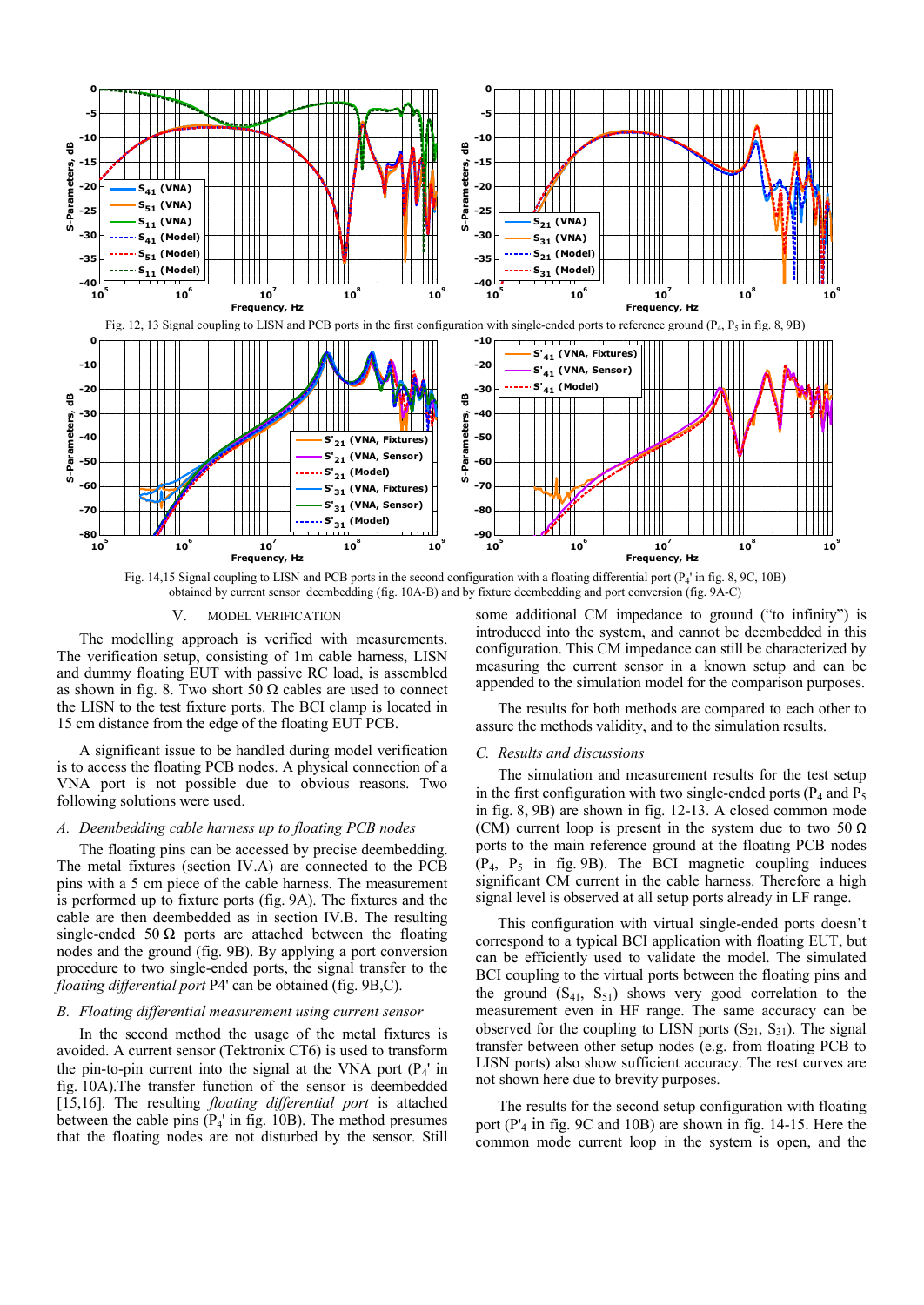Fig. 12, 13 Signal coupling to LISN and PCB ports in the first configuration with single-ended ports to reference ground ($P_4$, $P_5$ in fig. 8, 9B)

Fig. 14,15 Signal coupling to LISN and PCB ports in the second configuration with a floating differential port ($P_4$' in fig. 8, 9C, 10B) obtained by current sensor deembedding (fig. 10A-B) and by fixture deembedding and port conversion (fig. 9A-C)

## V. MODEL VERIFICATION

The modelling approach is verified with measurements. The verification setup, consisting of 1m cable harness, LISN and dummy floating EUT with passive RC load, is assembled as shown in fig. 8. Two short 50 Ω cables are used to connect the LISN to the test fixture ports. The BCI clamp is located in 15 cm distance from the edge of the floating EUT PCB.

A significant issue to be handled during model verification is to access the floating PCB nodes. A physical connection of a VNA port is not possible due to obvious reasons. Two following solutions were used.

### *A. Deembedding cable harness up to floating PCB nodes*

The floating pins can be accessed by precise deembedding. The metal fixtures (section IV.A) are connected to the PCB pins with a 5 cm piece of the cable harness. The measurement is performed up to fixture ports (fig. 9A). The fixtures and the cable are then deembedded as in section IV.B. The resulting single-ended 50 Ω ports are attached between the floating nodes and the ground (fig. 9B). By applying a port conversion procedure to two single-ended ports, the signal transfer to the *floating differential port* P4' can be obtained (fig. 9B,C).

### *B. Floating differential measurement using current sensor*

In the second method the usage of the metal fixtures is avoided. A current sensor (Tektronix CT6) is used to transform the pin-to-pin current into the signal at the VNA port ($P_4$' in fig. 10A).The transfer function of the sensor is deembedded [15,16]. The resulting *floating differential port* is attached between the cable pins ($P_4$' in fig. 10B). The method presumes that the floating nodes are not disturbed by the sensor. Still some additional CM impedance to ground ("to infinity") is introduced into the system, and cannot be deembedded in this configuration. This CM impedance can still be characterized by measuring the current sensor in a known setup and can be appended to the simulation model for the comparison purposes.

The results for both methods are compared to each other to assure the methods validity, and to the simulation results.

### *C. Results and discussions*

The simulation and measurement results for the test setup in the first configuration with two single-ended ports ($P_4$ and $P_5$ in fig. 8, 9B) are shown in fig. 12-13. A closed common mode (CM) current loop is present in the system due to two 50 Ω ports to the main reference ground at the floating PCB nodes ($P_4$, $P_5$ in fig. 9B). The BCI magnetic coupling induces significant CM current in the cable harness. Therefore a high signal level is observed at all setup ports already in LF range.

This configuration with virtual single-ended ports doesn't correspond to a typical BCI application with floating EUT, but can be efficiently used to validate the model. The simulated BCI coupling to the virtual ports between the floating pins and the ground ($S_{41}$, $S_{51}$) shows very good correlation to the measurement even in HF range. The same accuracy can be observed for the coupling to LISN ports ($S_{21}$, $S_{31}$). The signal transfer between other setup nodes (e.g. from floating PCB to LISN ports) also show sufficient accuracy. The rest curves are not shown here due to brevity purposes.

The results for the second setup configuration with floating port ($P'_4$ in fig. 9C and 10B) are shown in fig. 14-15. Here the common mode current loop in the system is open, and the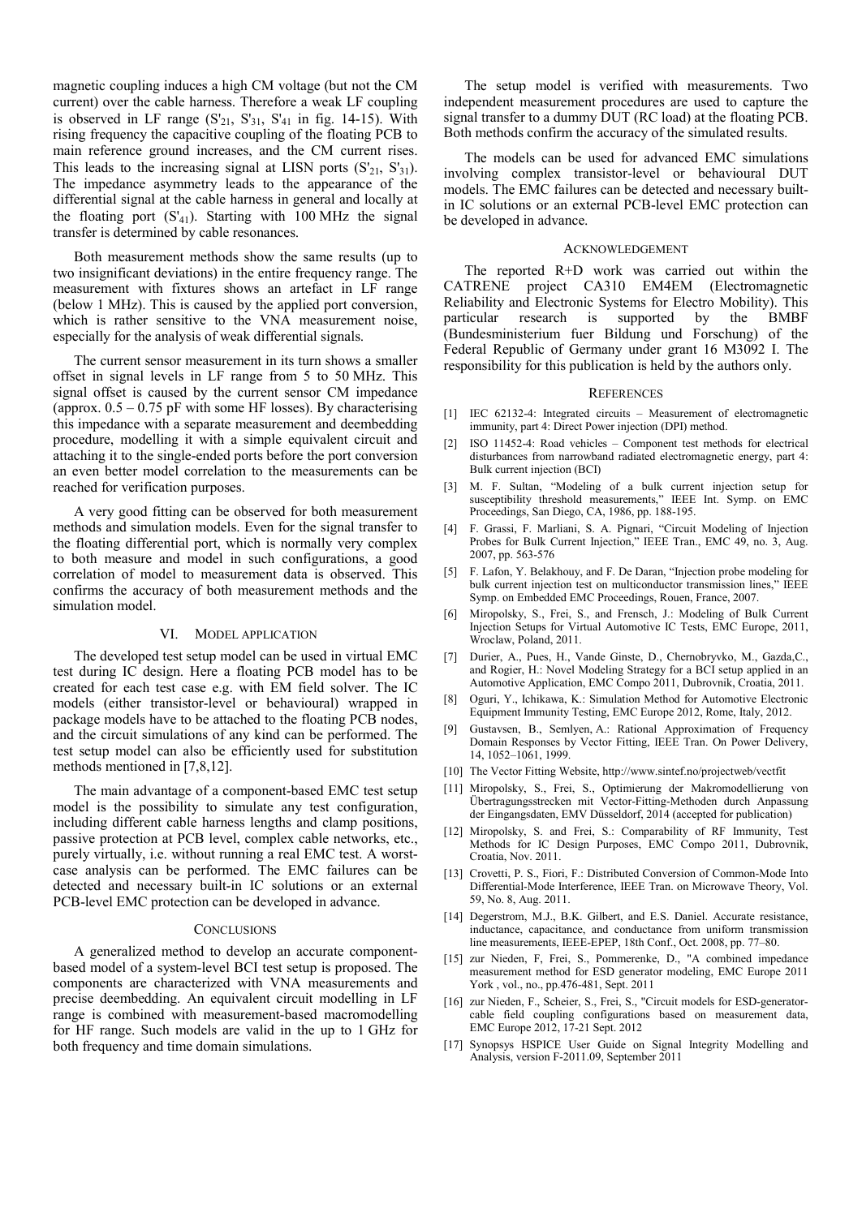magnetic coupling induces a high CM voltage (but not the CM current) over the cable harness. Therefore a weak LF coupling is observed in LF range ($S'_{21}$, $S'_{31}$, $S'_{41}$ in fig. 14-15). With rising frequency the capacitive coupling of the floating PCB to main reference ground increases, and the CM current rises. This leads to the increasing signal at LISN ports ($S'_{21}$, $S'_{31}$). The impedance asymmetry leads to the appearance of the differential signal at the cable harness in general and locally at the floating port ($S'_{41}$). Starting with 100 MHz the signal transfer is determined by cable resonances.

Both measurement methods show the same results (up to two insignificant deviations) in the entire frequency range. The measurement with fixtures shows an artefact in LF range (below 1 MHz). This is caused by the applied port conversion, which is rather sensitive to the VNA measurement noise, especially for the analysis of weak differential signals.

The current sensor measurement in its turn shows a smaller offset in signal levels in LF range from 5 to 50 MHz. This signal offset is caused by the current sensor CM impedance (approx. 0.5 – 0.75 pF with some HF losses). By characterising this impedance with a separate measurement and deembedding procedure, modelling it with a simple equivalent circuit and attaching it to the single-ended ports before the port conversion an even better model correlation to the measurements can be reached for verification purposes.

A very good fitting can be observed for both measurement methods and simulation models. Even for the signal transfer to the floating differential port, which is normally very complex to both measure and model in such configurations, a good correlation of model to measurement data is observed. This confirms the accuracy of both measurement methods and the simulation model.

## VI. Model application

The developed test setup model can be used in virtual EMC test during IC design. Here a floating PCB model has to be created for each test case e.g. with EM field solver. The IC models (either transistor-level or behavioural) wrapped in package models have to be attached to the floating PCB nodes, and the circuit simulations of any kind can be performed. The test setup model can also be efficiently used for substitution methods mentioned in [7,8,12].

The main advantage of a component-based EMC test setup model is the possibility to simulate any test configuration, including different cable harness lengths and clamp positions, passive protection at PCB level, complex cable networks, etc., purely virtually, i.e. without running a real EMC test. A worst-case analysis can be performed. The EMC failures can be detected and necessary built-in IC solutions or an external PCB-level EMC protection can be developed in advance.

## Conclusions

A generalized method to develop an accurate component-based model of a system-level BCI test setup is proposed. The components are characterized with VNA measurements and precise deembedding. An equivalent circuit modelling in LF range is combined with measurement-based macromodelling for HF range. Such models are valid in the up to 1 GHz for both frequency and time domain simulations.

The setup model is verified with measurements. Two independent measurement procedures are used to capture the signal transfer to a dummy DUT (RC load) at the floating PCB. Both methods confirm the accuracy of the simulated results.

The models can be used for advanced EMC simulations involving complex transistor-level or behavioural DUT models. The EMC failures can be detected and necessary built-in IC solutions or an external PCB-level EMC protection can be developed in advance.

## Acknowledgement

The reported R+D work was carried out within the CATRENE project CA310 EM4EM (Electromagnetic Reliability and Electronic Systems for Electro Mobility). This particular research is supported by the BMBF (Bundesministerium fuer Bildung und Forschung) of the Federal Republic of Germany under grant 16 M3092 I. The responsibility for this publication is held by the authors only.

## References

[1] IEC 62132-4: Integrated circuits – Measurement of electromagnetic immunity, part 4: Direct Power injection (DPI) method.

[2] ISO 11452-4: Road vehicles – Component test methods for electrical disturbances from narrowband radiated electromagnetic energy, part 4: Bulk current injection (BCI)

[3] M. F. Sultan, "Modeling of a bulk current injection setup for susceptibility threshold measurements," IEEE Int. Symp. on EMC Proceedings, San Diego, CA, 1986, pp. 188-195.

[4] F. Grassi, F. Marliani, S. A. Pignari, "Circuit Modeling of Injection Probes for Bulk Current Injection," IEEE Tran., EMC 49, no. 3, Aug. 2007, pp. 563-576

[5] F. Lafon, Y. Belakhouy, and F. De Daran, "Injection probe modeling for bulk current injection test on multiconductor transmission lines," IEEE Symp. on Embedded EMC Proceedings, Rouen, France, 2007.

[6] Miropolsky, S., Frei, S., and Frensch, J.: Modeling of Bulk Current Injection Setups for Virtual Automotive IC Tests, EMC Europe, 2011, Wroclaw, Poland, 2011.

[7] Durier, A., Pues, H., Vande Ginste, D., Chernobryvko, M., Gazda,C., and Rogier, H.: Novel Modeling Strategy for a BCI setup applied in an Automotive Application, EMC Compo 2011, Dubrovnik, Croatia, 2011.

[8] Oguri, Y., Ichikawa, K.: Simulation Method for Automotive Electronic Equipment Immunity Testing, EMC Europe 2012, Rome, Italy, 2012.

[9] Gustavsen, B., Semlyen, A.: Rational Approximation of Frequency Domain Responses by Vector Fitting, IEEE Tran. On Power Delivery, 14, 1052–1061, 1999.

[10] The Vector Fitting Website, http://www.sintef.no/projectweb/vectfit

[11] Miropolsky, S., Frei, S., Optimierung der Makromodellierung von Übertragungsstrecken mit Vector-Fitting-Methoden durch Anpassung der Eingangsdaten, EMV Düsseldorf, 2014 (accepted for publication)

[12] Miropolsky, S. and Frei, S.: Comparability of RF Immunity, Test Methods for IC Design Purposes, EMC Compo 2011, Dubrovnik, Croatia, Nov. 2011.

[13] Crovetti, P. S., Fiori, F.: Distributed Conversion of Common-Mode Into Differential-Mode Interference, IEEE Tran. on Microwave Theory, Vol. 59, No. 8, Aug. 2011.

[14] Degerstrom, M.J., B.K. Gilbert, and E.S. Daniel. Accurate resistance, inductance, capacitance, and conductance from uniform transmission line measurements, IEEE-EPEP, 18th Conf., Oct. 2008, pp. 77–80.

[15] zur Nieden, F, Frei, S., Pommerenke, D., "A combined impedance measurement method for ESD generator modeling, EMC Europe 2011 York , vol., no., pp.476-481, Sept. 2011

[16] zur Nieden, F., Scheier, S., Frei, S., "Circuit models for ESD-generator-cable field coupling configurations based on measurement data, EMC Europe 2012, 17-21 Sept. 2012

[17] Synopsys HSPICE User Guide on Signal Integrity Modelling and Analysis, version F-2011.09, September 2011